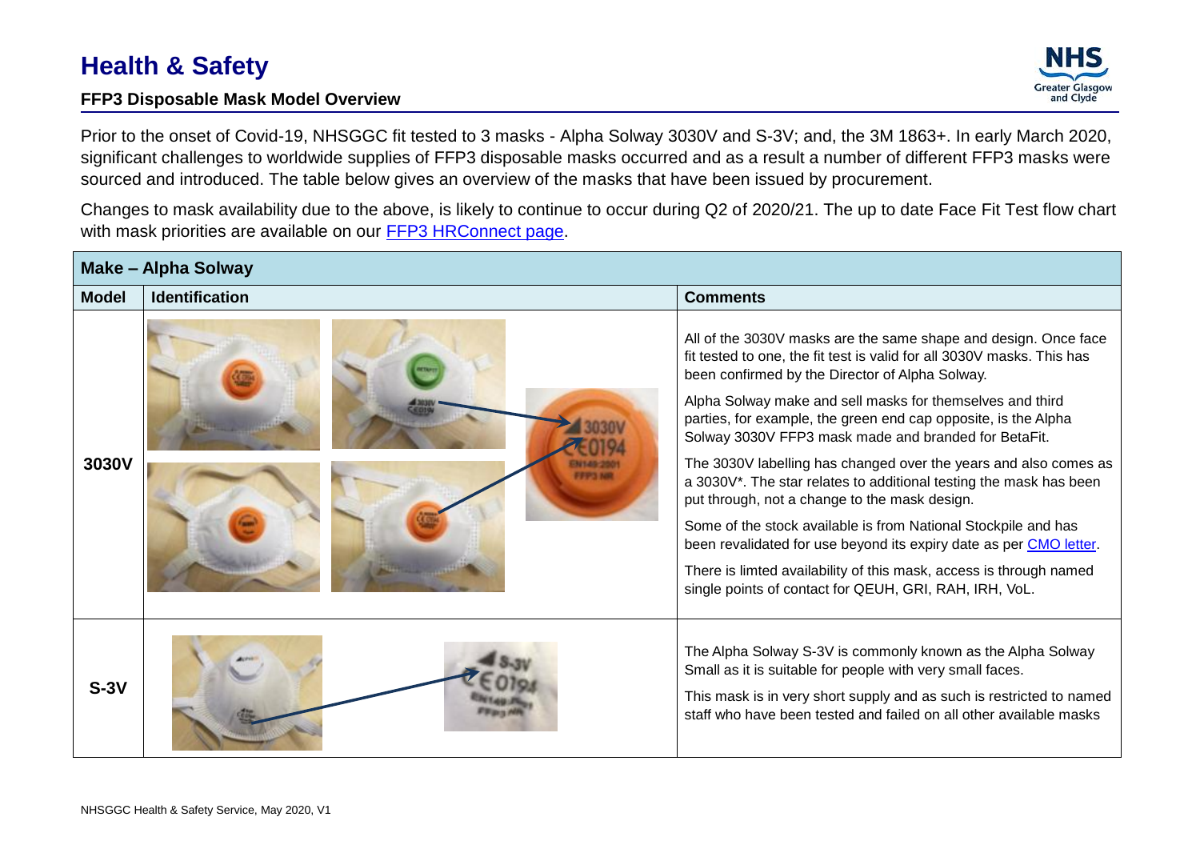# Health & Safety

## FFP3 Disposable Mask Model Overview

Prior to the onset of Covid-19, NHSGGC fit tested to 3 masks - Alpha Solway 3030V and S-3V; and, the 3M 1863+. In early March 2020, significant challenges to worldwide supplies of FFP3 disposable masks occurred and as a result a number of different FFP3 masks were sourced and introduced. The table below gives an overview of the masks that have been issued by procurement.

Changes to mask availability due to the above, is likely to continue to occur during Q2 of 2020/21. The up to date Face Fit Test flow chart with mask priorities are available on our [FFP3 HRConnect page](FFP3 HRConnect page).

| Make – Alpha Solway | | |
|---|---|---|
| **Model** | **Identification** | **Comments** |
| **3030V** | 3030V CE0194 EN149:2001 FFP3 NR | All of the 3030V masks are the same shape and design. Once face fit tested to one, the fit test is valid for all 3030V masks. This has been confirmed by the Director of Alpha Solway.<br><br>Alpha Solway make and sell masks for themselves and third parties, for example, the green end cap opposite, is the Alpha Solway 3030V FFP3 mask made and branded for BetaFit.<br><br>The 3030V labelling has changed over the years and also comes as a 3030V*. The star relates to additional testing the mask has been put through, not a change to the mask design.<br><br>Some of the stock available is from National Stockpile and has been revalidated for use beyond its expiry date as per [CMO letter](CMO letter).<br><br>There is limted availability of this mask, access is through named single points of contact for QEUH, GRI, RAH, IRH, VoL. |
| **S-3V** | S-3V CE0194 EN149 FFP3 NR | The Alpha Solway S-3V is commonly known as the Alpha Solway Small as it is suitable for people with very small faces.<br><br>This mask is in very short supply and as such is restricted to named staff who have been tested and failed on all other available masks |

NHSGGC Health & Safety Service, May 2020, V1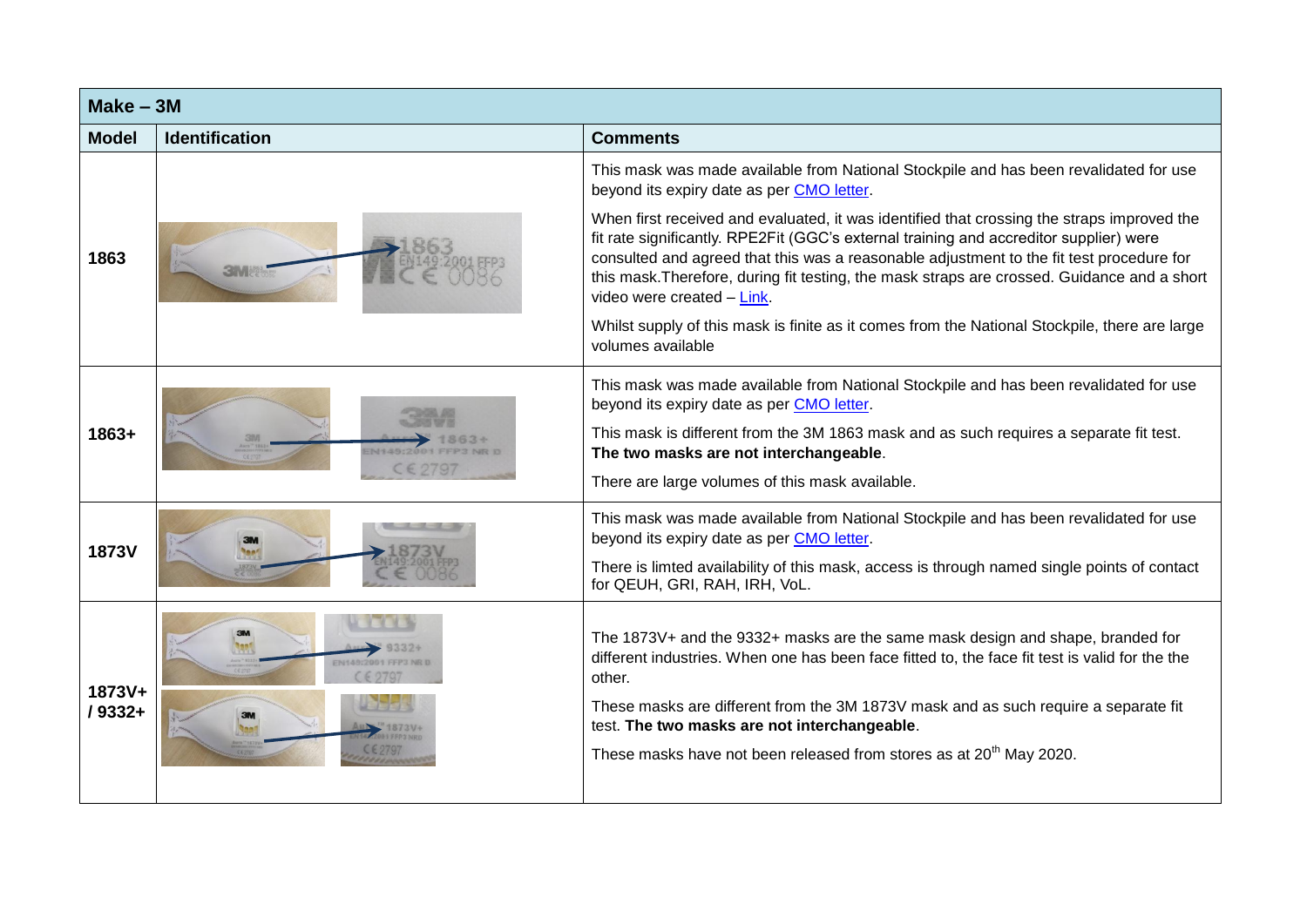| Make – 3M | | |
|---|---|---|
| **Model** | **Identification** | **Comments** |
| 1863 | | This mask was made available from National Stockpile and has been revalidated for use beyond its expiry date as per CMO letter.<br><br>When first received and evaluated, it was identified that crossing the straps improved the fit rate significantly. RPE2Fit (GGC's external training and accreditor supplier) were consulted and agreed that this was a reasonable adjustment to the fit test procedure for this mask.Therefore, during fit testing, the mask straps are crossed. Guidance and a short video were created – Link.<br><br>Whilst supply of this mask is finite as it comes from the National Stockpile, there are large volumes available |
| 1863+ | | This mask was made available from National Stockpile and has been revalidated for use beyond its expiry date as per CMO letter.<br><br>This mask is different from the 3M 1863 mask and as such requires a separate fit test. **The two masks are not interchangeable**.<br><br>There are large volumes of this mask available. |
| 1873V | | This mask was made available from National Stockpile and has been revalidated for use beyond its expiry date as per CMO letter.<br><br>There is limted availability of this mask, access is through named single points of contact for QEUH, GRI, RAH, IRH, VoL. |
| 1873V+ / 9332+ | | The 1873V+ and the 9332+ masks are the same mask design and shape, branded for different industries. When one has been face fitted to, the face fit test is valid for the the other.<br><br>These masks are different from the 3M 1873V mask and as such require a separate fit test. **The two masks are not interchangeable**.<br><br>These masks have not been released from stores as at 20th May 2020. |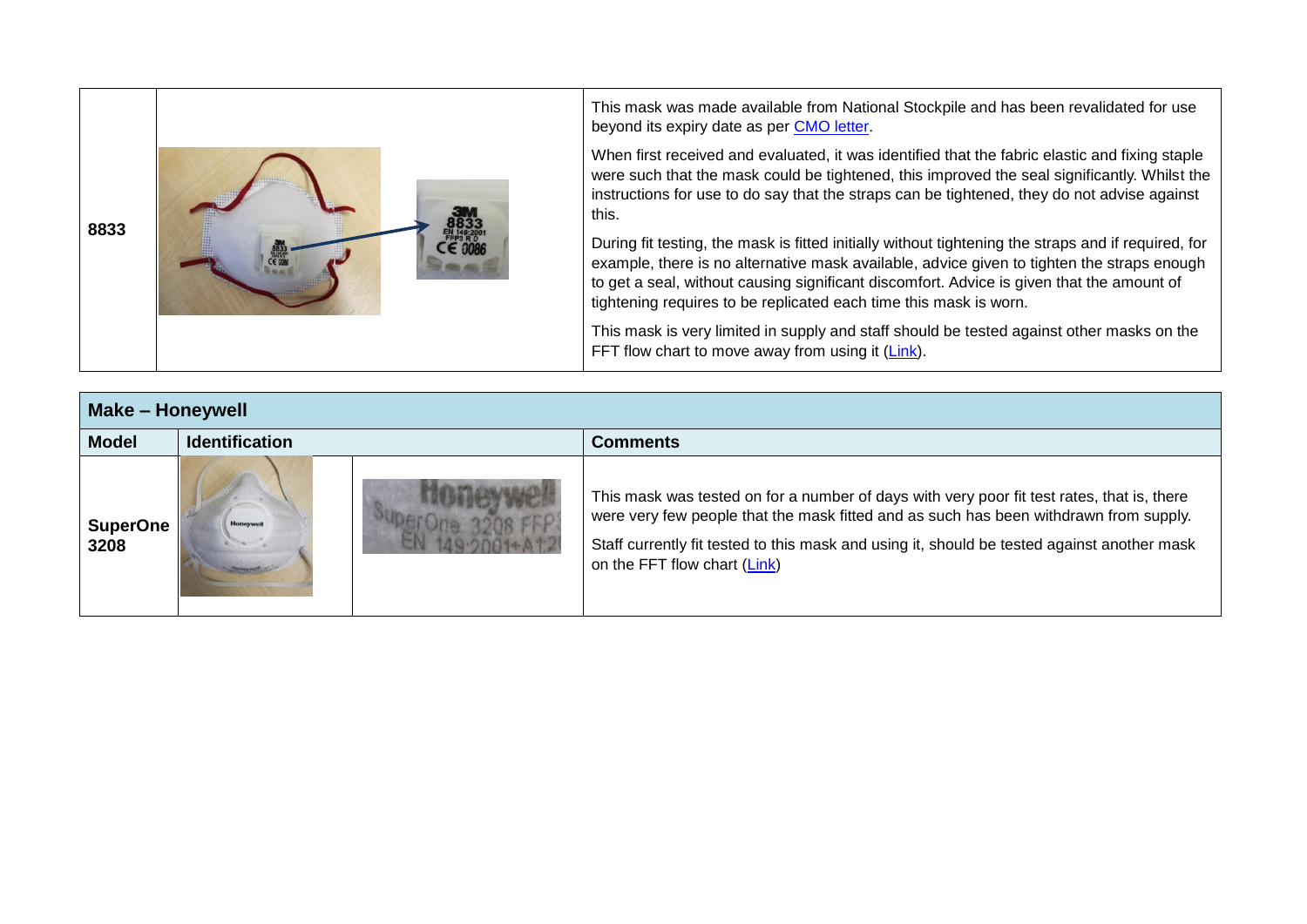| 8833 | | This mask was made available from National Stockpile and has been revalidated for use beyond its expiry date as per CMO letter.<br><br>When first received and evaluated, it was identified that the fabric elastic and fixing staple were such that the mask could be tightened, this improved the seal significantly. Whilst the instructions for use to do say that the straps can be tightened, they do not advise against this.<br><br>During fit testing, the mask is fitted initially without tightening the straps and if required, for example, there is no alternative mask available, advice given to tighten the straps enough to get a seal, without causing significant discomfort. Advice is given that the amount of tightening requires to be replicated each time this mask is worn.<br><br>This mask is very limited in supply and staff should be tested against other masks on the FFT flow chart to move away from using it (Link). |
|---|---|---|

| **Make – Honeywell** | | | |
|---|---|---|---|
| **Model** | **Identification** | | **Comments** |
| **SuperOne 3208** | | | This mask was tested on for a number of days with very poor fit test rates, that is, there were very few people that the mask fitted and as such has been withdrawn from supply.<br><br>Staff currently fit tested to this mask and using it, should be tested against another mask on the FFT flow chart (Link) |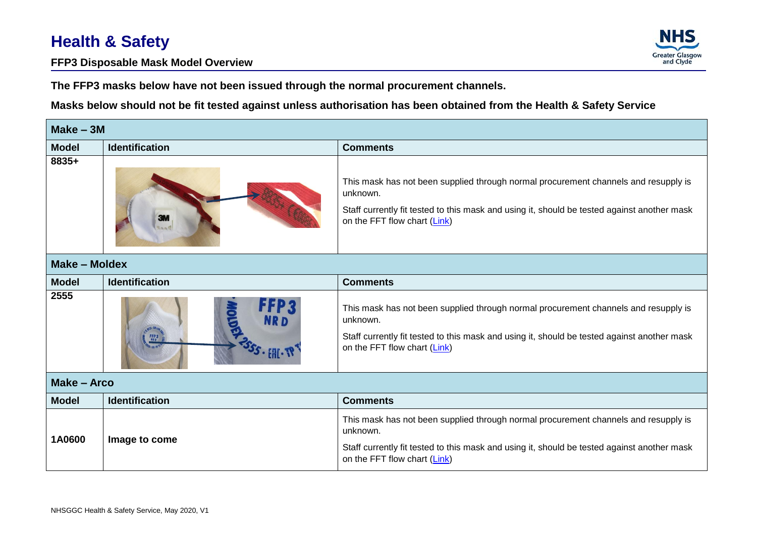# Health & Safety

## FFP3 Disposable Mask Model Overview

**The FFP3 masks below have not been issued through the normal procurement channels.**

**Masks below should not be fit tested against unless authorisation has been obtained from the Health & Safety Service**

| **Make – 3M** | | |
|---|---|---|
| **Model** | **Identification** | **Comments** |
| **8835+** | | This mask has not been supplied through normal procurement channels and resupply is unknown.<br>Staff currently fit tested to this mask and using it, should be tested against another mask on the FFT flow chart (Link) |

| **Make – Moldex** | | |
|---|---|---|
| **Model** | **Identification** | **Comments** |
| **2555** | | This mask has not been supplied through normal procurement channels and resupply is unknown.<br>Staff currently fit tested to this mask and using it, should be tested against another mask on the FFT flow chart (Link) |

| **Make – Arco** | | |
|---|---|---|
| **Model** | **Identification** | **Comments** |
| **1A0600** | **Image to come** | This mask has not been supplied through normal procurement channels and resupply is unknown.<br>Staff currently fit tested to this mask and using it, should be tested against another mask on the FFT flow chart (Link) |

NHSGGC Health & Safety Service, May 2020, V1